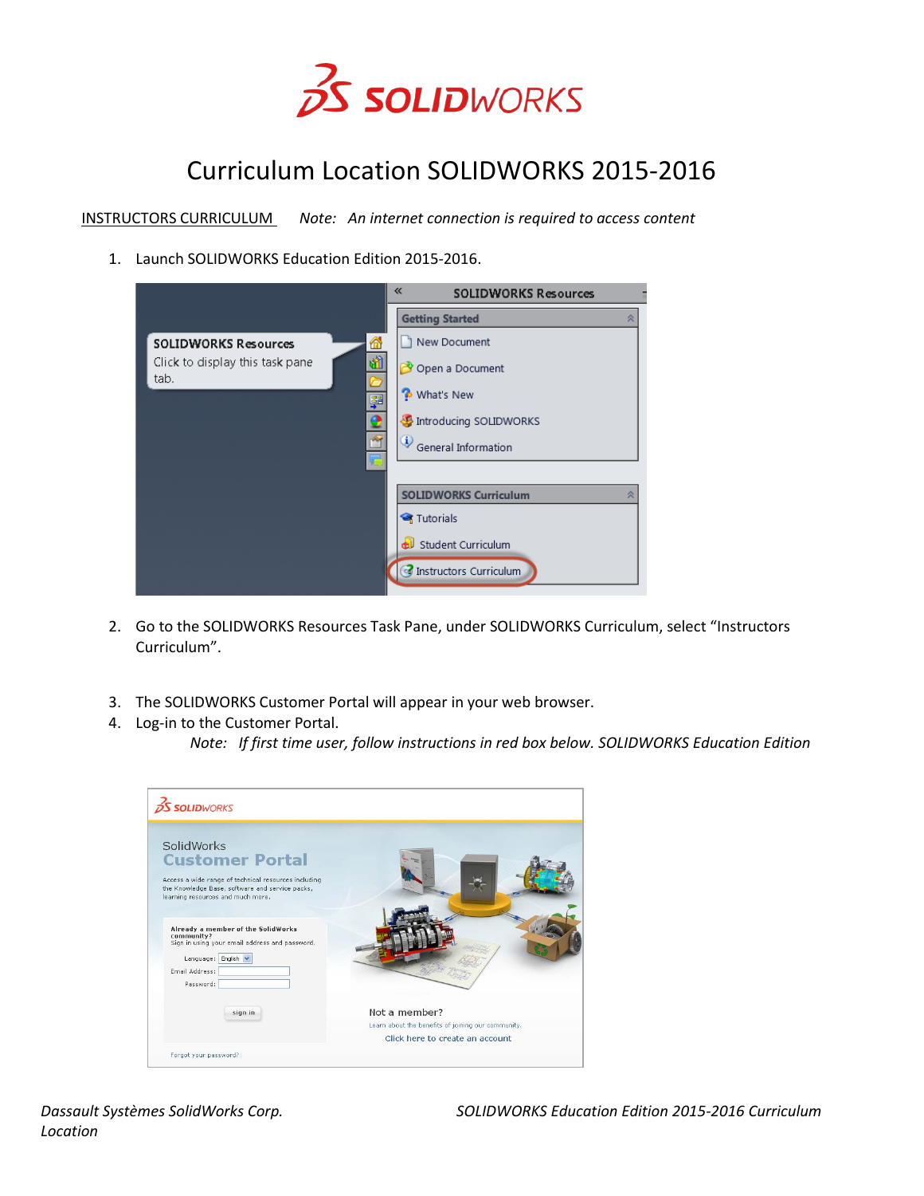# Curriculum Location SOLIDWORKS 2015-2016

INSTRUCTORS CURRICULUM *Note: An internet connection is required to access content*

1. Launch SOLIDWORKS Education Edition 2015-2016.

2. Go to the SOLIDWORKS Resources Task Pane, under SOLIDWORKS Curriculum, select "Instructors Curriculum".

3. The SOLIDWORKS Customer Portal will appear in your web browser.
4. Log-in to the Customer Portal.

   *Note: If first time user, follow instructions in red box below. SOLIDWORKS Education Edition*

*Dassault Systèmes SolidWorks Corp. SOLIDWORKS Education Edition 2015-2016 Curriculum Location*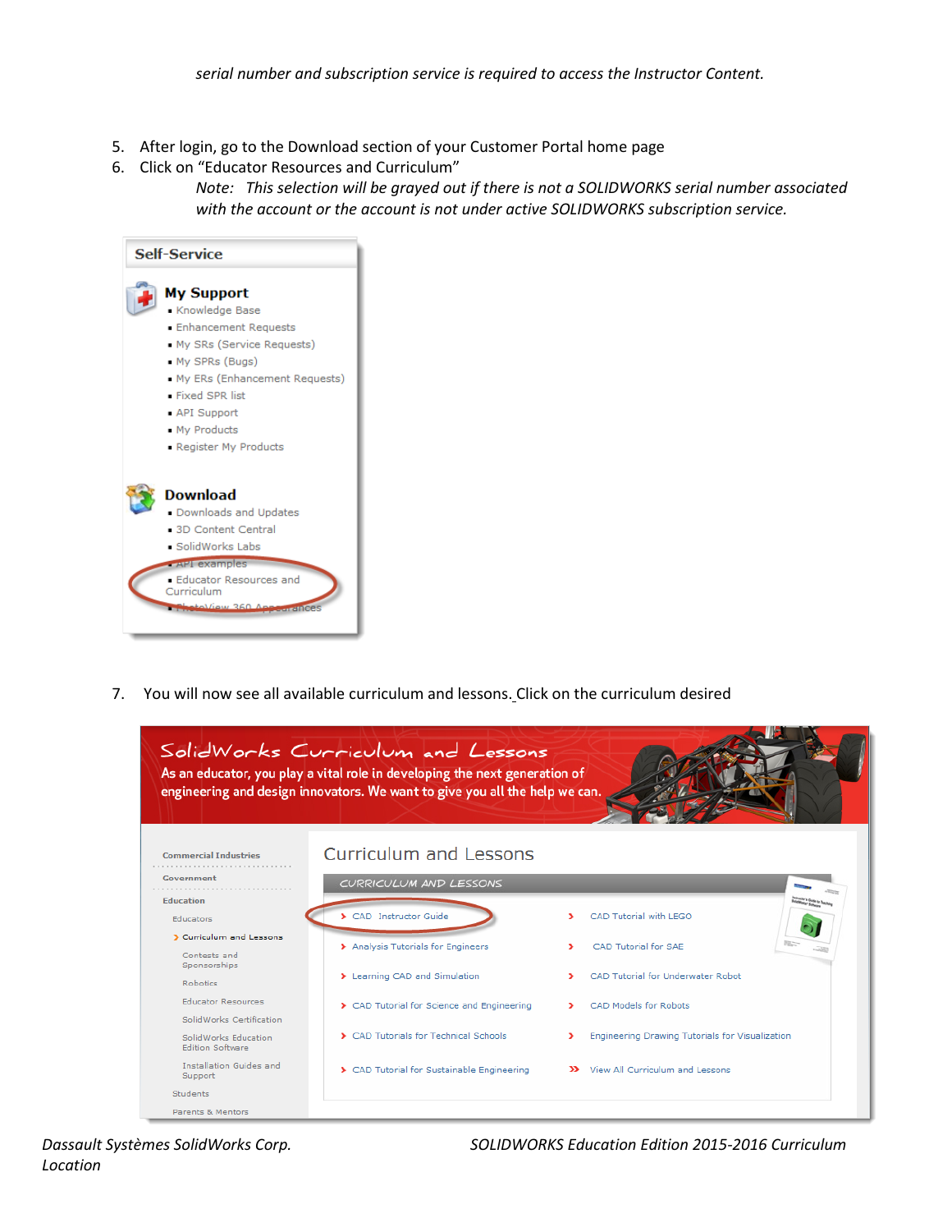*serial number and subscription service is required to access the Instructor Content.*

5. After login, go to the Download section of your Customer Portal home page
6. Click on “Educator Resources and Curriculum”

   *Note: This selection will be grayed out if there is not a SOLIDWORKS serial number associated with the account or the account is not under active SOLIDWORKS subscription service.*

7. You will now see all available curriculum and lessons. Click on the curriculum desired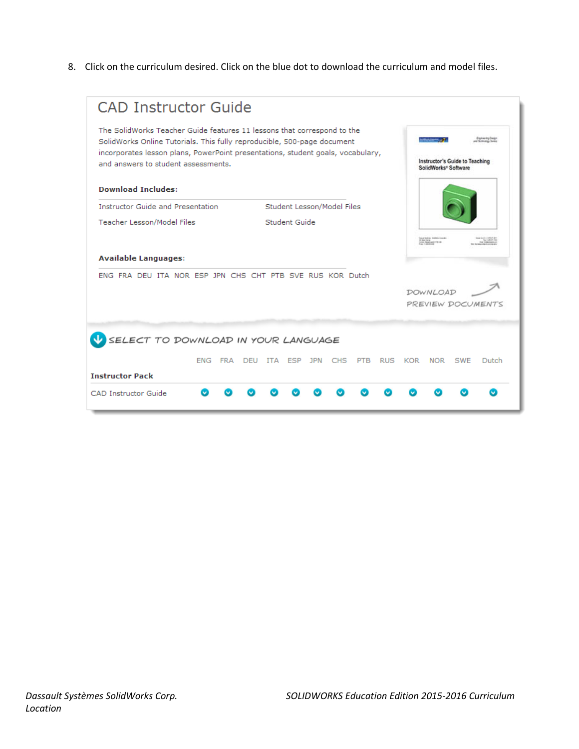8. Click on the curriculum desired. Click on the blue dot to download the curriculum and model files.

## CAD Instructor Guide

The SolidWorks Teacher Guide features 11 lessons that correspond to the SolidWorks Online Tutorials. This fully reproducible, 500-page document incorporates lesson plans, PowerPoint presentations, student goals, vocabulary, and answers to student assessments.

**Download Includes:**

Instructor Guide and Presentation

Teacher Lesson/Model Files

Student Lesson/Model Files

Student Guide

**Available Languages:**

ENG FRA DEU ITA NOR ESP JPN CHS CHT PTB SVE RUS KOR Dutch

Instructor's Guide to Teaching SolidWorks® Software

DOWNLOAD PREVIEW DOCUMENTS

SELECT TO DOWNLOAD IN YOUR LANGUAGE

| | ENG | FRA | DEU | ITA | ESP | JPN | CHS | PTB | RUS | KOR | NOR | SWE | Dutch |
|---|---|---|---|---|---|---|---|---|---|---|---|---|---|
| **Instructor Pack** | | | | | | | | | | | | | |
| CAD Instructor Guide | ● | ● | ● | ● | ● | ● | ● | ● | ● | ● | ● | ● | ● |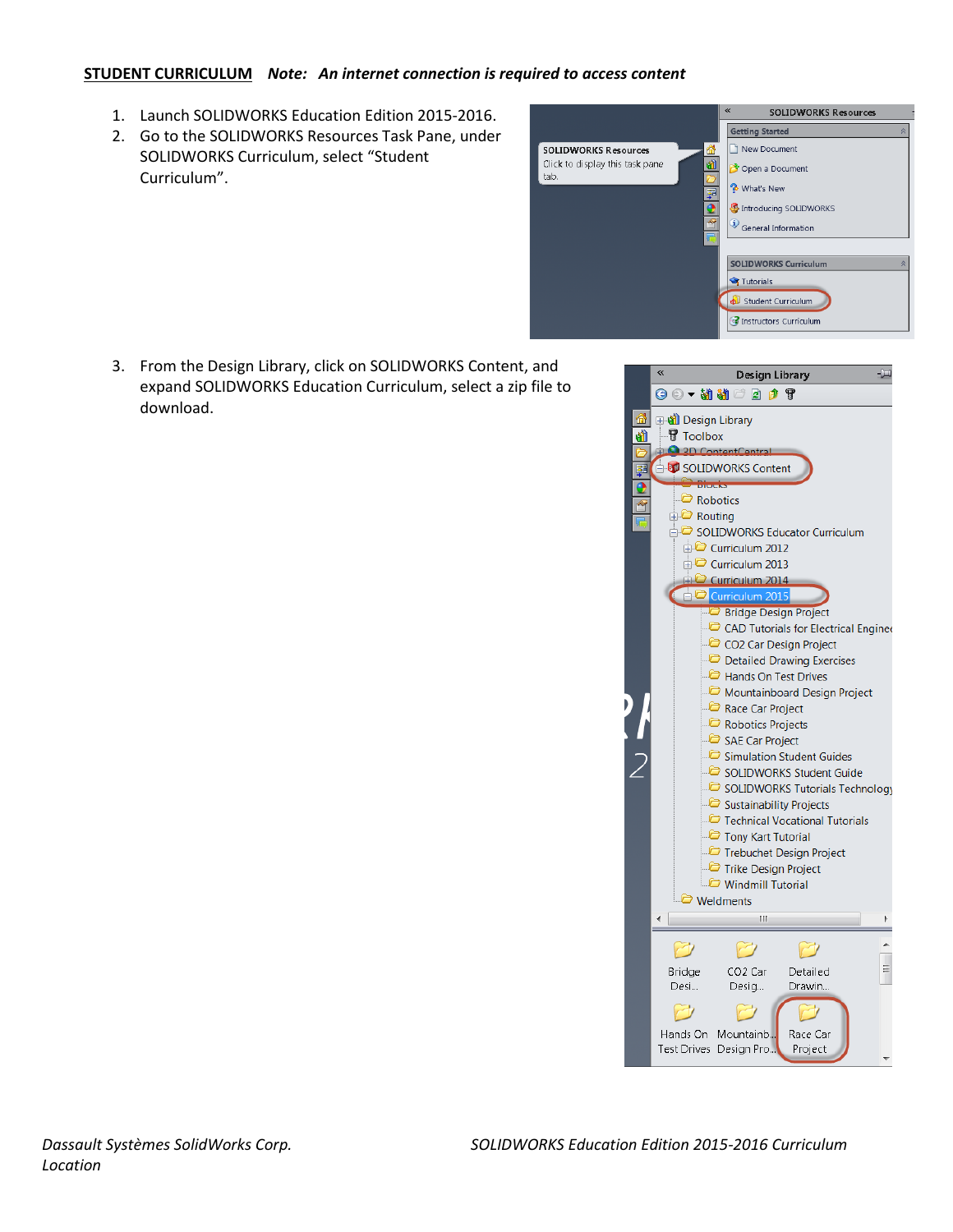**STUDENT CURRICULUM** ***Note: An internet connection is required to access content***

1. Launch SOLIDWORKS Education Edition 2015-2016.
2. Go to the SOLIDWORKS Resources Task Pane, under SOLIDWORKS Curriculum, select "Student Curriculum".
3. From the Design Library, click on SOLIDWORKS Content, and expand SOLIDWORKS Education Curriculum, select a zip file to download.